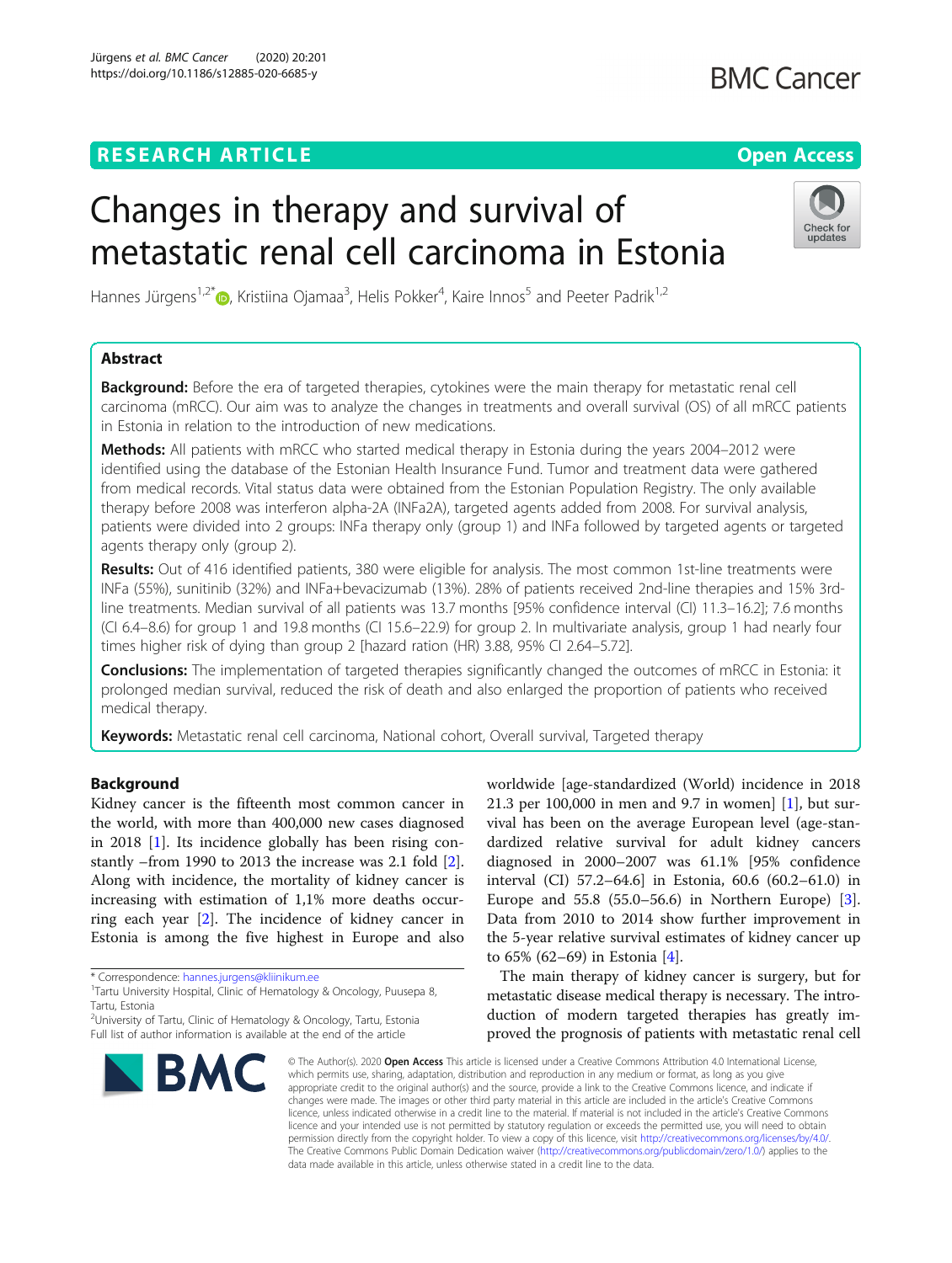RESEARCH ARTICLE

Open Access

# Changes in therapy and survival of metastatic renal cell carcinoma in Estonia

Hannes Jürgens[1,2*], Kristiina Ojamaa[3], Helis Pokker[4], Kaire Innos[5] and Peeter Padrik[1,2]

## Abstract

**Background:** Before the era of targeted therapies, cytokines were the main therapy for metastatic renal cell carcinoma (mRCC). Our aim was to analyze the changes in treatments and overall survival (OS) of all mRCC patients in Estonia in relation to the introduction of new medications.

**Methods:** All patients with mRCC who started medical therapy in Estonia during the years 2004–2012 were identified using the database of the Estonian Health Insurance Fund. Tumor and treatment data were gathered from medical records. Vital status data were obtained from the Estonian Population Registry. The only available therapy before 2008 was interferon alpha-2A (INFa2A), targeted agents added from 2008. For survival analysis, patients were divided into 2 groups: INFa therapy only (group 1) and INFa followed by targeted agents or targeted agents therapy only (group 2).

**Results:** Out of 416 identified patients, 380 were eligible for analysis. The most common 1st-line treatments were INFa (55%), sunitinib (32%) and INFa+bevacizumab (13%). 28% of patients received 2nd-line therapies and 15% 3rd-line treatments. Median survival of all patients was 13.7 months [95% confidence interval (CI) 11.3–16.2]; 7.6 months (CI 6.4–8.6) for group 1 and 19.8 months (CI 15.6–22.9) for group 2. In multivariate analysis, group 1 had nearly four times higher risk of dying than group 2 [hazard ration (HR) 3.88, 95% CI 2.64–5.72].

**Conclusions:** The implementation of targeted therapies significantly changed the outcomes of mRCC in Estonia: it prolonged median survival, reduced the risk of death and also enlarged the proportion of patients who received medical therapy.

**Keywords:** Metastatic renal cell carcinoma, National cohort, Overall survival, Targeted therapy

## Background

Kidney cancer is the fifteenth most common cancer in the world, with more than 400,000 new cases diagnosed in 2018 [1]. Its incidence globally has been rising constantly –from 1990 to 2013 the increase was 2.1 fold [2]. Along with incidence, the mortality of kidney cancer is increasing with estimation of 1,1% more deaths occurring each year [2]. The incidence of kidney cancer in Estonia is among the five highest in Europe and also worldwide [age-standardized (World) incidence in 2018 21.3 per 100,000 in men and 9.7 in women] [1], but survival has been on the average European level (age-standardized relative survival for adult kidney cancers diagnosed in 2000–2007 was 61.1% [95% confidence interval (CI) 57.2–64.6] in Estonia, 60.6 (60.2–61.0) in Europe and 55.8 (55.0–56.6) in Northern Europe) [3]. Data from 2010 to 2014 show further improvement in the 5-year relative survival estimates of kidney cancer up to 65% (62–69) in Estonia [4].

The main therapy of kidney cancer is surgery, but for metastatic disease medical therapy is necessary. The introduction of modern targeted therapies has greatly improved the prognosis of patients with metastatic renal cell

\* Correspondence: hannes.jurgens@kliinikum.ee
[1]Tartu University Hospital, Clinic of Hematology & Oncology, Puusepa 8, Tartu, Estonia
[2]University of Tartu, Clinic of Hematology & Oncology, Tartu, Estonia
Full list of author information is available at the end of the article

© The Author(s). 2020 **Open Access** This article is licensed under a Creative Commons Attribution 4.0 International License, which permits use, sharing, adaptation, distribution and reproduction in any medium or format, as long as you give appropriate credit to the original author(s) and the source, provide a link to the Creative Commons licence, and indicate if changes were made. The images or other third party material in this article are included in the article's Creative Commons licence, unless indicated otherwise in a credit line to the material. If material is not included in the article's Creative Commons licence and your intended use is not permitted by statutory regulation or exceeds the permitted use, you will need to obtain permission directly from the copyright holder. To view a copy of this licence, visit http://creativecommons.org/licenses/by/4.0/. The Creative Commons Public Domain Dedication waiver (http://creativecommons.org/publicdomain/zero/1.0/) applies to the data made available in this article, unless otherwise stated in a credit line to the data.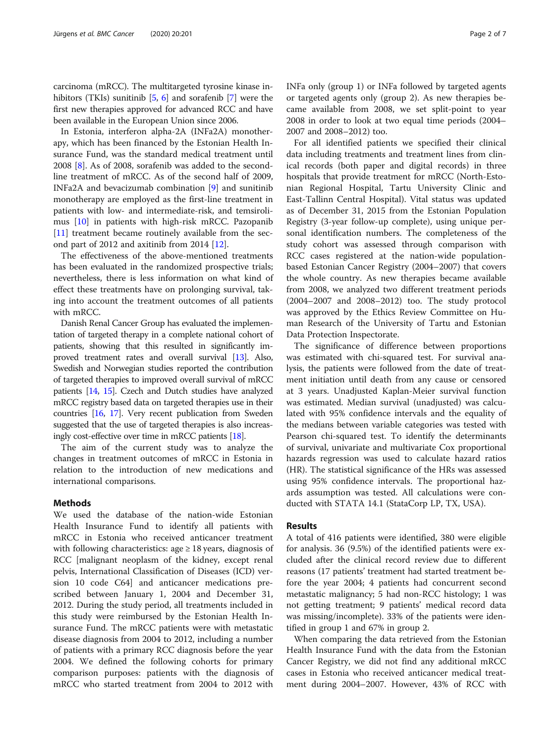carcinoma (mRCC). The multitargeted tyrosine kinase inhibitors (TKIs) sunitinib [5, 6] and sorafenib [7] were the first new therapies approved for advanced RCC and have been available in the European Union since 2006.

In Estonia, interferon alpha-2A (INFa2A) monotherapy, which has been financed by the Estonian Health Insurance Fund, was the standard medical treatment until 2008 [8]. As of 2008, sorafenib was added to the second-line treatment of mRCC. As of the second half of 2009, INFa2A and bevacizumab combination [9] and sunitinib monotherapy are employed as the first-line treatment in patients with low- and intermediate-risk, and temsirolimus [10] in patients with high-risk mRCC. Pazopanib [11] treatment became routinely available from the second part of 2012 and axitinib from 2014 [12].

The effectiveness of the above-mentioned treatments has been evaluated in the randomized prospective trials; nevertheless, there is less information on what kind of effect these treatments have on prolonging survival, taking into account the treatment outcomes of all patients with mRCC.

Danish Renal Cancer Group has evaluated the implementation of targeted therapy in a complete national cohort of patients, showing that this resulted in significantly improved treatment rates and overall survival [13]. Also, Swedish and Norwegian studies reported the contribution of targeted therapies to improved overall survival of mRCC patients [14, 15]. Czech and Dutch studies have analyzed mRCC registry based data on targeted therapies use in their countries [16, 17]. Very recent publication from Sweden suggested that the use of targeted therapies is also increasingly cost-effective over time in mRCC patients [18].

The aim of the current study was to analyze the changes in treatment outcomes of mRCC in Estonia in relation to the introduction of new medications and international comparisons.

## Methods

We used the database of the nation-wide Estonian Health Insurance Fund to identify all patients with mRCC in Estonia who received anticancer treatment with following characteristics: age ≥ 18 years, diagnosis of RCC [malignant neoplasm of the kidney, except renal pelvis, International Classification of Diseases (ICD) version 10 code C64] and anticancer medications prescribed between January 1, 2004 and December 31, 2012. During the study period, all treatments included in this study were reimbursed by the Estonian Health Insurance Fund. The mRCC patients were with metastatic disease diagnosis from 2004 to 2012, including a number of patients with a primary RCC diagnosis before the year 2004. We defined the following cohorts for primary comparison purposes: patients with the diagnosis of mRCC who started treatment from 2004 to 2012 with INFa only (group 1) or INFa followed by targeted agents or targeted agents only (group 2). As new therapies became available from 2008, we set split-point to year 2008 in order to look at two equal time periods (2004–2007 and 2008–2012) too.

For all identified patients we specified their clinical data including treatments and treatment lines from clinical records (both paper and digital records) in three hospitals that provide treatment for mRCC (North-Estonian Regional Hospital, Tartu University Clinic and East-Tallinn Central Hospital). Vital status was updated as of December 31, 2015 from the Estonian Population Registry (3-year follow-up complete), using unique personal identification numbers. The completeness of the study cohort was assessed through comparison with RCC cases registered at the nation-wide population-based Estonian Cancer Registry (2004–2007) that covers the whole country. As new therapies became available from 2008, we analyzed two different treatment periods (2004–2007 and 2008–2012) too. The study protocol was approved by the Ethics Review Committee on Human Research of the University of Tartu and Estonian Data Protection Inspectorate.

The significance of difference between proportions was estimated with chi-squared test. For survival analysis, the patients were followed from the date of treatment initiation until death from any cause or censored at 3 years. Unadjusted Kaplan-Meier survival function was estimated. Median survival (unadjusted) was calculated with 95% confidence intervals and the equality of the medians between variable categories was tested with Pearson chi-squared test. To identify the determinants of survival, univariate and multivariate Cox proportional hazards regression was used to calculate hazard ratios (HR). The statistical significance of the HRs was assessed using 95% confidence intervals. The proportional hazards assumption was tested. All calculations were conducted with STATA 14.1 (StataCorp LP, TX, USA).

## Results

A total of 416 patients were identified, 380 were eligible for analysis. 36 (9.5%) of the identified patients were excluded after the clinical record review due to different reasons (17 patients' treatment had started treatment before the year 2004; 4 patients had concurrent second metastatic malignancy; 5 had non-RCC histology; 1 was not getting treatment; 9 patients' medical record data was missing/incomplete). 33% of the patients were identified in group 1 and 67% in group 2.

When comparing the data retrieved from the Estonian Health Insurance Fund with the data from the Estonian Cancer Registry, we did not find any additional mRCC cases in Estonia who received anticancer medical treatment during 2004–2007. However, 43% of RCC with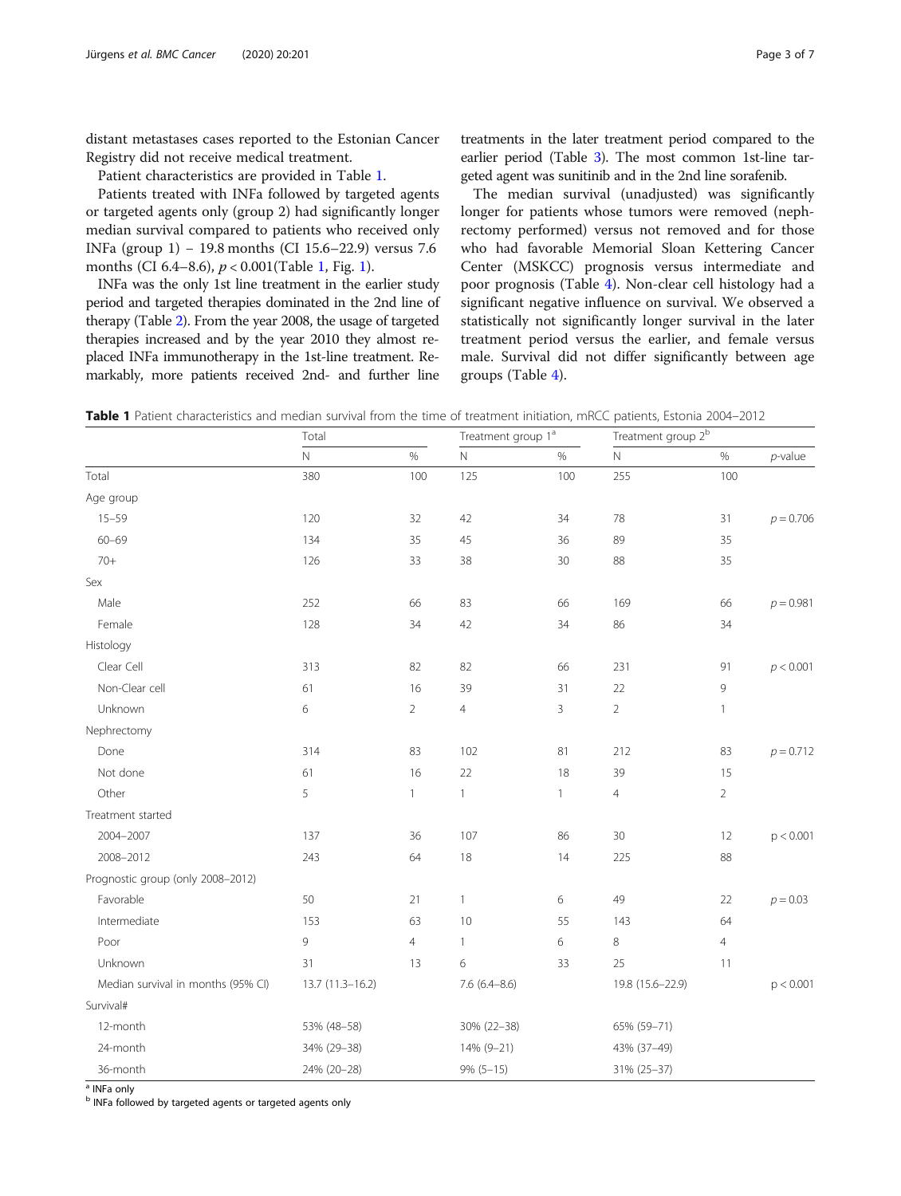distant metastases cases reported to the Estonian Cancer Registry did not receive medical treatment.

Patient characteristics are provided in Table 1.

Patients treated with INFa followed by targeted agents or targeted agents only (group 2) had significantly longer median survival compared to patients who received only INFa (group 1) – 19.8 months (CI 15.6–22.9) versus 7.6 months (CI 6.4–8.6), $p < 0.001$(Table 1, Fig. 1).

INFa was the only 1st line treatment in the earlier study period and targeted therapies dominated in the 2nd line of therapy (Table 2). From the year 2008, the usage of targeted therapies increased and by the year 2010 they almost replaced INFa immunotherapy in the 1st-line treatment. Remarkably, more patients received 2nd- and further line treatments in the later treatment period compared to the earlier period (Table 3). The most common 1st-line targeted agent was sunitinib and in the 2nd line sorafenib.

The median survival (unadjusted) was significantly longer for patients whose tumors were removed (nephrectomy performed) versus not removed and for those who had favorable Memorial Sloan Kettering Cancer Center (MSKCC) prognosis versus intermediate and poor prognosis (Table 4). Non-clear cell histology had a significant negative influence on survival. We observed a statistically not significantly longer survival in the later treatment period versus the earlier, and female versus male. Survival did not differ significantly between age groups (Table 4).

**Table 1** Patient characteristics and median survival from the time of treatment initiation, mRCC patients, Estonia 2004–2012

| | Total | | Treatment group 1[a] | | Treatment group 2[b] | | |
|---|---|---|---|---|---|---|---|
| | N | % | N | % | N | % | *p*-value |
| Total | 380 | 100 | 125 | 100 | 255 | 100 | |
| Age group | | | | | | | |
| 15–59 | 120 | 32 | 42 | 34 | 78 | 31 | $p = 0.706$ |
| 60–69 | 134 | 35 | 45 | 36 | 89 | 35 | |
| 70+ | 126 | 33 | 38 | 30 | 88 | 35 | |
| Sex | | | | | | | |
| Male | 252 | 66 | 83 | 66 | 169 | 66 | $p = 0.981$ |
| Female | 128 | 34 | 42 | 34 | 86 | 34 | |
| Histology | | | | | | | |
| Clear Cell | 313 | 82 | 82 | 66 | 231 | 91 | $p < 0.001$ |
| Non-Clear cell | 61 | 16 | 39 | 31 | 22 | 9 | |
| Unknown | 6 | 2 | 4 | 3 | 2 | 1 | |
| Nephrectomy | | | | | | | |
| Done | 314 | 83 | 102 | 81 | 212 | 83 | $p = 0.712$ |
| Not done | 61 | 16 | 22 | 18 | 39 | 15 | |
| Other | 5 | 1 | 1 | 1 | 4 | 2 | |
| Treatment started | | | | | | | |
| 2004–2007 | 137 | 36 | 107 | 86 | 30 | 12 | $p < 0.001$ |
| 2008–2012 | 243 | 64 | 18 | 14 | 225 | 88 | |
| Prognostic group (only 2008–2012) | | | | | | | |
| Favorable | 50 | 21 | 1 | 6 | 49 | 22 | $p = 0.03$ |
| Intermediate | 153 | 63 | 10 | 55 | 143 | 64 | |
| Poor | 9 | 4 | 1 | 6 | 8 | 4 | |
| Unknown | 31 | 13 | 6 | 33 | 25 | 11 | |
| Median survival in months (95% CI) | 13.7 (11.3–16.2) | | 7.6 (6.4–8.6) | | 19.8 (15.6–22.9) | | $p < 0.001$ |
| Survival# | | | | | | | |
| 12-month | 53% (48–58) | | 30% (22–38) | | 65% (59–71) | | |
| 24-month | 34% (29–38) | | 14% (9–21) | | 43% (37–49) | | |
| 36-month | 24% (20–28) | | 9% (5–15) | | 31% (25–37) | | |

[a] INFa only
[b] INFa followed by targeted agents or targeted agents only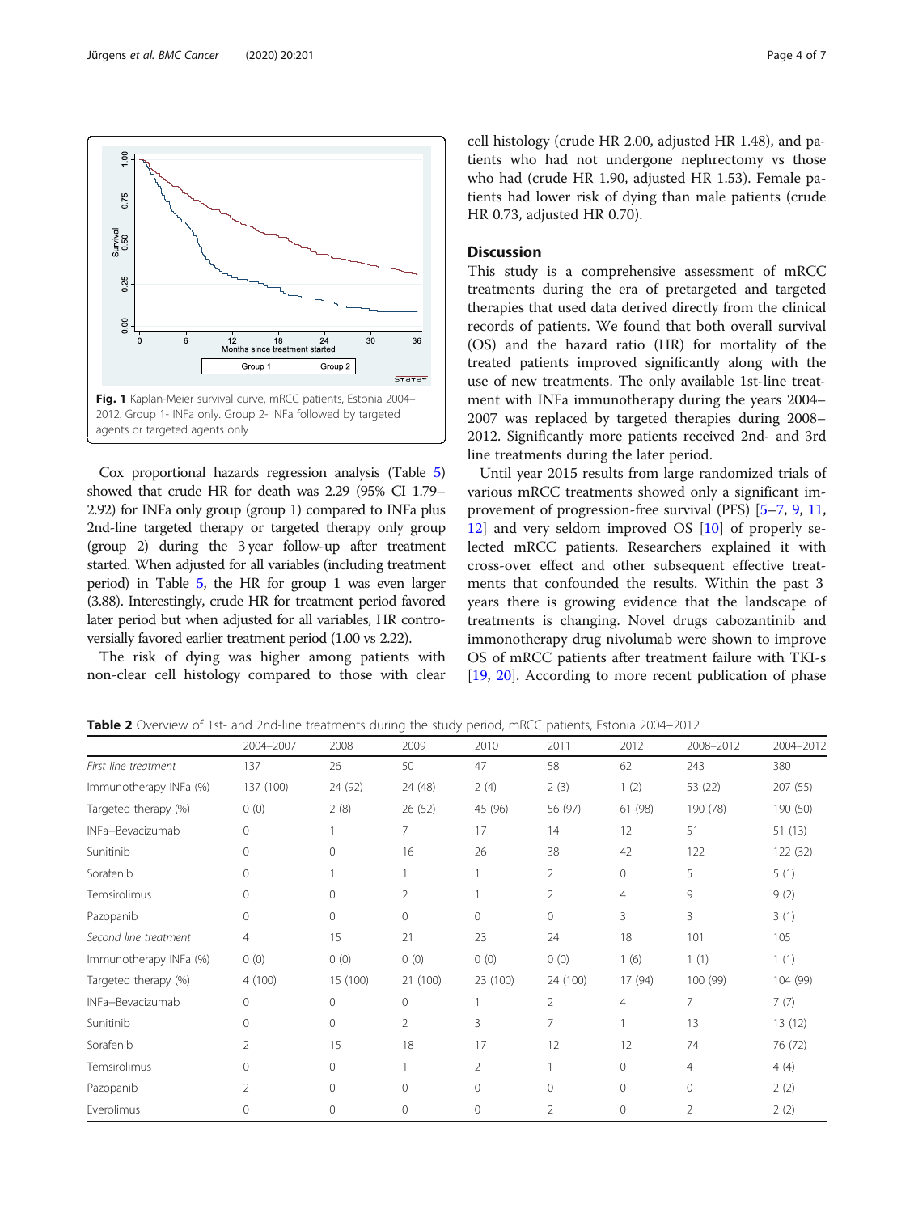Fig. 1 Kaplan-Meier survival curve, mRCC patients, Estonia 2004–2012. Group 1- INFa only. Group 2- INFa followed by targeted agents or targeted agents only

Cox proportional hazards regression analysis (Table 5) showed that crude HR for death was 2.29 (95% CI 1.79–2.92) for INFa only group (group 1) compared to INFa plus 2nd-line targeted therapy or targeted therapy only group (group 2) during the 3 year follow-up after treatment started. When adjusted for all variables (including treatment period) in Table 5, the HR for group 1 was even larger (3.88). Interestingly, crude HR for treatment period favored later period but when adjusted for all variables, HR controversially favored earlier treatment period (1.00 vs 2.22).

The risk of dying was higher among patients with non-clear cell histology compared to those with clear cell histology (crude HR 2.00, adjusted HR 1.48), and patients who had not undergone nephrectomy vs those who had (crude HR 1.90, adjusted HR 1.53). Female patients had lower risk of dying than male patients (crude HR 0.73, adjusted HR 0.70).

## Discussion

This study is a comprehensive assessment of mRCC treatments during the era of pretargeted and targeted therapies that used data derived directly from the clinical records of patients. We found that both overall survival (OS) and the hazard ratio (HR) for mortality of the treated patients improved significantly along with the use of new treatments. The only available 1st-line treatment with INFa immunotherapy during the years 2004–2007 was replaced by targeted therapies during 2008–2012. Significantly more patients received 2nd- and 3rd line treatments during the later period.

Until year 2015 results from large randomized trials of various mRCC treatments showed only a significant improvement of progression-free survival (PFS) [5–7, 9, 11, 12] and very seldom improved OS [10] of properly selected mRCC patients. Researchers explained it with cross-over effect and other subsequent effective treatments that confounded the results. Within the past 3 years there is growing evidence that the landscape of treatments is changing. Novel drugs cabozantinib and immonotherapy drug nivolumab were shown to improve OS of mRCC patients after treatment failure with TKI-s [19, 20]. According to more recent publication of phase

**Table 2** Overview of 1st- and 2nd-line treatments during the study period, mRCC patients, Estonia 2004–2012

| | 2004–2007 | 2008 | 2009 | 2010 | 2011 | 2012 | 2008–2012 | 2004–2012 |
|---|---|---|---|---|---|---|---|---|
| *First line treatment* | 137 | 26 | 50 | 47 | 58 | 62 | 243 | 380 |
| Immunotherapy INFa (%) | 137 (100) | 24 (92) | 24 (48) | 2 (4) | 2 (3) | 1 (2) | 53 (22) | 207 (55) |
| Targeted therapy (%) | 0 (0) | 2 (8) | 26 (52) | 45 (96) | 56 (97) | 61 (98) | 190 (78) | 190 (50) |
| INFa+Bevacizumab | 0 | 1 | 7 | 17 | 14 | 12 | 51 | 51 (13) |
| Sunitinib | 0 | 0 | 16 | 26 | 38 | 42 | 122 | 122 (32) |
| Sorafenib | 0 | 1 | 1 | 1 | 2 | 0 | 5 | 5 (1) |
| Temsirolimus | 0 | 0 | 2 | 1 | 2 | 4 | 9 | 9 (2) |
| Pazopanib | 0 | 0 | 0 | 0 | 0 | 3 | 3 | 3 (1) |
| *Second line treatment* | 4 | 15 | 21 | 23 | 24 | 18 | 101 | 105 |
| Immunotherapy INFa (%) | 0 (0) | 0 (0) | 0 (0) | 0 (0) | 0 (0) | 1 (6) | 1 (1) | 1 (1) |
| Targeted therapy (%) | 4 (100) | 15 (100) | 21 (100) | 23 (100) | 24 (100) | 17 (94) | 100 (99) | 104 (99) |
| INFa+Bevacizumab | 0 | 0 | 0 | 1 | 2 | 4 | 7 | 7 (7) |
| Sunitinib | 0 | 0 | 2 | 3 | 7 | 1 | 13 | 13 (12) |
| Sorafenib | 2 | 15 | 18 | 17 | 12 | 12 | 74 | 76 (72) |
| Temsirolimus | 0 | 0 | 1 | 2 | 1 | 0 | 4 | 4 (4) |
| Pazopanib | 2 | 0 | 0 | 0 | 0 | 0 | 0 | 2 (2) |
| Everolimus | 0 | 0 | 0 | 0 | 2 | 0 | 2 | 2 (2) |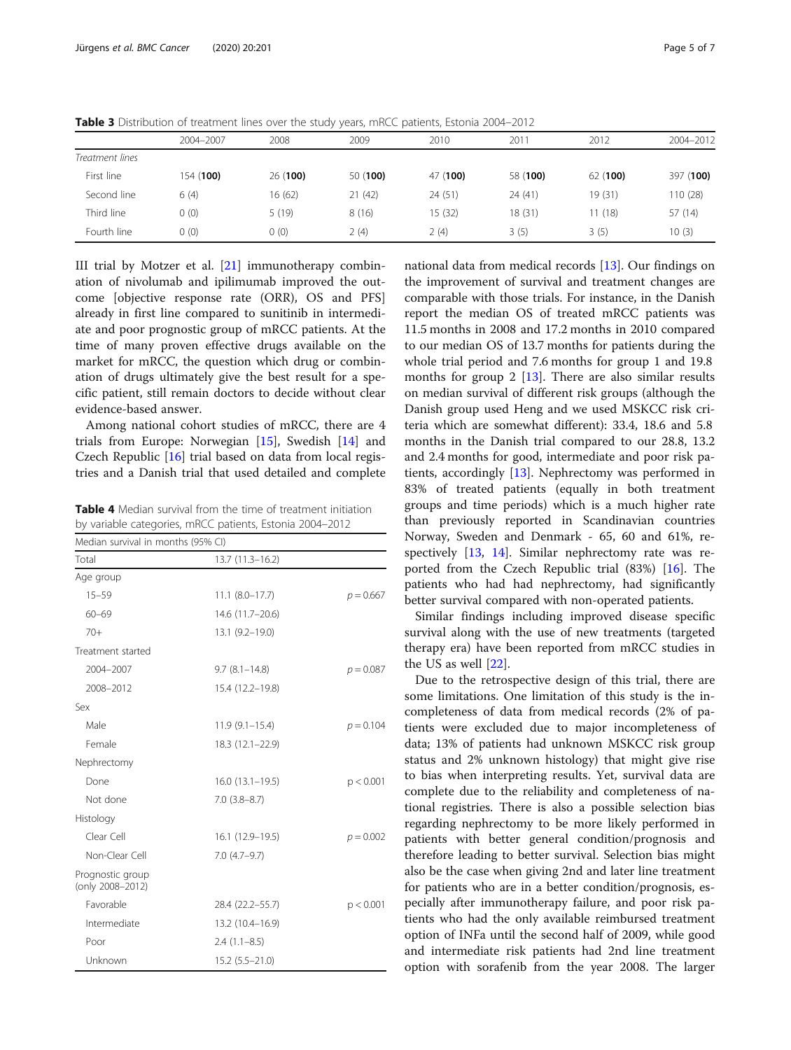**Table 3** Distribution of treatment lines over the study years, mRCC patients, Estonia 2004–2012

| | 2004–2007 | 2008 | 2009 | 2010 | 2011 | 2012 | 2004–2012 |
|---|---|---|---|---|---|---|---|
| *Treatment lines* | | | | | | | |
| First line | 154 (**100**) | 26 (**100**) | 50 (**100**) | 47 (**100**) | 58 (**100**) | 62 (**100**) | 397 (**100**) |
| Second line | 6 (4) | 16 (62) | 21 (42) | 24 (51) | 24 (41) | 19 (31) | 110 (28) |
| Third line | 0 (0) | 5 (19) | 8 (16) | 15 (32) | 18 (31) | 11 (18) | 57 (14) |
| Fourth line | 0 (0) | 0 (0) | 2 (4) | 2 (4) | 3 (5) | 3 (5) | 10 (3) |

III trial by Motzer et al. [21] immunotherapy combination of nivolumab and ipilimumab improved the outcome [objective response rate (ORR), OS and PFS] already in first line compared to sunitinib in intermediate and poor prognostic group of mRCC patients. At the time of many proven effective drugs available on the market for mRCC, the question which drug or combination of drugs ultimately give the best result for a specific patient, still remain doctors to decide without clear evidence-based answer.

Among national cohort studies of mRCC, there are 4 trials from Europe: Norwegian [15], Swedish [14] and Czech Republic [16] trial based on data from local registries and a Danish trial that used detailed and complete national data from medical records [13]. Our findings on the improvement of survival and treatment changes are comparable with those trials. For instance, in the Danish report the median OS of treated mRCC patients was 11.5 months in 2008 and 17.2 months in 2010 compared to our median OS of 13.7 months for patients during the whole trial period and 7.6 months for group 1 and 19.8 months for group 2 [13]. There are also similar results on median survival of different risk groups (although the Danish group used Heng and we used MSKCC risk criteria which are somewhat different): 33.4, 18.6 and 5.8 months in the Danish trial compared to our 28.8, 13.2 and 2.4 months for good, intermediate and poor risk patients, accordingly [13]. Nephrectomy was performed in 83% of treated patients (equally in both treatment groups and time periods) which is a much higher rate than previously reported in Scandinavian countries Norway, Sweden and Denmark - 65, 60 and 61%, respectively [13, 14]. Similar nephrectomy rate was reported from the Czech Republic trial (83%) [16]. The patients who had had nephrectomy, had significantly better survival compared with non-operated patients.

**Table 4** Median survival from the time of treatment initiation by variable categories, mRCC patients, Estonia 2004–2012

| Median survival in months (95% CI) | | |
|---|---|---|
| Total | 13.7 (11.3–16.2) | |
| Age group | | |
| 15–59 | 11.1 (8.0–17.7) | $p = 0.667$ |
| 60–69 | 14.6 (11.7–20.6) | |
| 70+ | 13.1 (9.2–19.0) | |
| Treatment started | | |
| 2004–2007 | 9.7 (8.1–14.8) | $p = 0.087$ |
| 2008–2012 | 15.4 (12.2–19.8) | |
| Sex | | |
| Male | 11.9 (9.1–15.4) | $p = 0.104$ |
| Female | 18.3 (12.1–22.9) | |
| Nephrectomy | | |
| Done | 16.0 (13.1–19.5) | $p < 0.001$ |
| Not done | 7.0 (3.8–8.7) | |
| Histology | | |
| Clear Cell | 16.1 (12.9–19.5) | $p = 0.002$ |
| Non-Clear Cell | 7.0 (4.7–9.7) | |
| Prognostic group (only 2008–2012) | | |
| Favorable | 28.4 (22.2–55.7) | $p < 0.001$ |
| Intermediate | 13.2 (10.4–16.9) | |
| Poor | 2.4 (1.1–8.5) | |
| Unknown | 15.2 (5.5–21.0) | |

Similar findings including improved disease specific survival along with the use of new treatments (targeted therapy era) have been reported from mRCC studies in the US as well [22].

Due to the retrospective design of this trial, there are some limitations. One limitation of this study is the incompleteness of data from medical records (2% of patients were excluded due to major incompleteness of data; 13% of patients had unknown MSKCC risk group status and 2% unknown histology) that might give rise to bias when interpreting results. Yet, survival data are complete due to the reliability and completeness of national registries. There is also a possible selection bias regarding nephrectomy to be more likely performed in patients with better general condition/prognosis and therefore leading to better survival. Selection bias might also be the case when giving 2nd and later line treatment for patients who are in a better condition/prognosis, especially after immunotherapy failure, and poor risk patients who had the only available reimbursed treatment option of INFa until the second half of 2009, while good and intermediate risk patients had 2nd line treatment option with sorafenib from the year 2008. The larger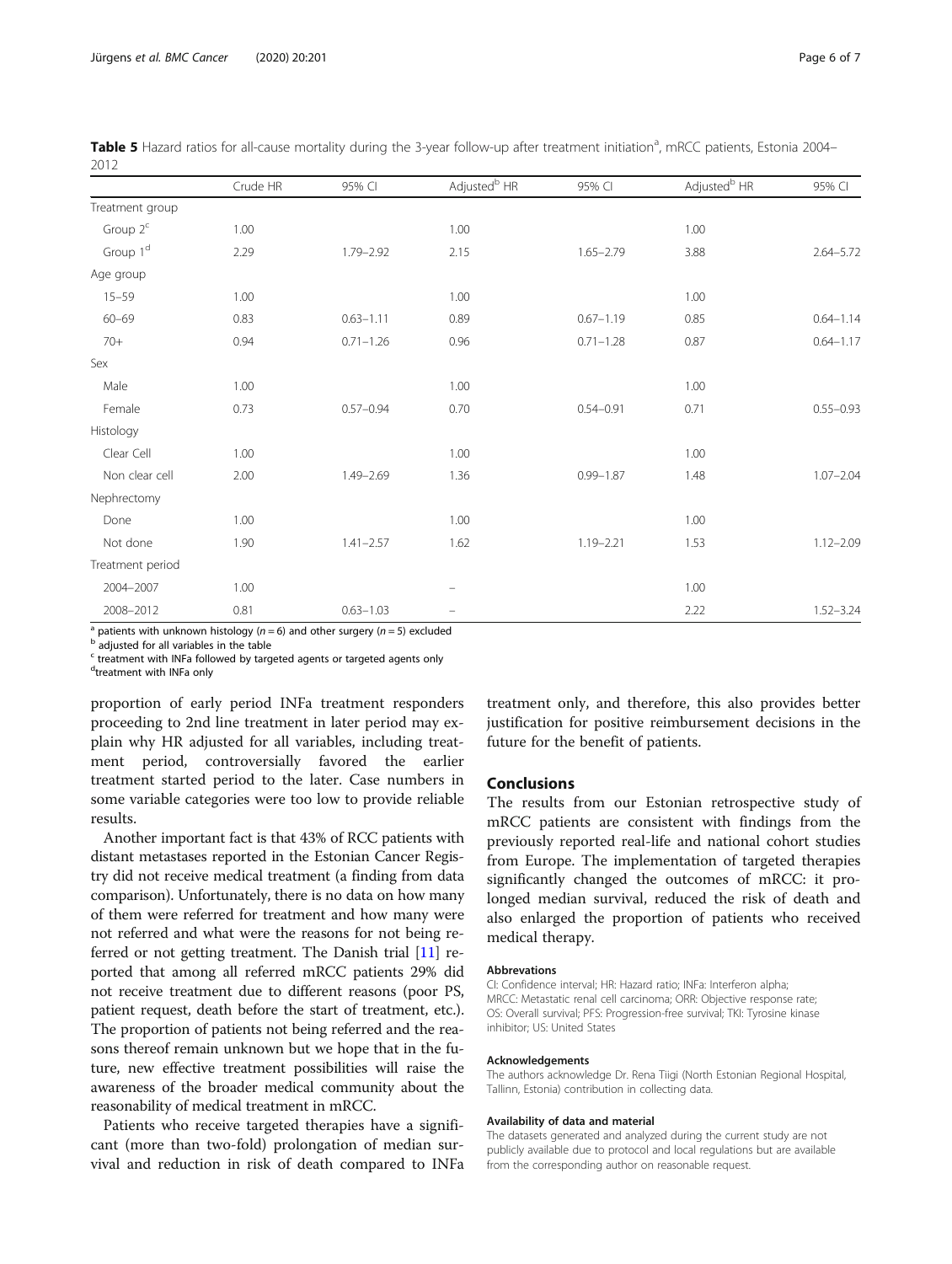**Table 5** Hazard ratios for all-cause mortality during the 3-year follow-up after treatment initiation[a], mRCC patients, Estonia 2004–2012

| | Crude HR | 95% CI | Adjusted[b] HR | 95% CI | Adjusted[b] HR | 95% CI |
|---|---|---|---|---|---|---|
| Treatment group | | | | | | |
| Group 2[c] | 1.00 | | 1.00 | | 1.00 | |
| Group 1[d] | 2.29 | 1.79–2.92 | 2.15 | 1.65–2.79 | 3.88 | 2.64–5.72 |
| Age group | | | | | | |
| 15–59 | 1.00 | | 1.00 | | 1.00 | |
| 60–69 | 0.83 | 0.63–1.11 | 0.89 | 0.67–1.19 | 0.85 | 0.64–1.14 |
| 70+ | 0.94 | 0.71–1.26 | 0.96 | 0.71–1.28 | 0.87 | 0.64–1.17 |
| Sex | | | | | | |
| Male | 1.00 | | 1.00 | | 1.00 | |
| Female | 0.73 | 0.57–0.94 | 0.70 | 0.54–0.91 | 0.71 | 0.55–0.93 |
| Histology | | | | | | |
| Clear Cell | 1.00 | | 1.00 | | 1.00 | |
| Non clear cell | 2.00 | 1.49–2.69 | 1.36 | 0.99–1.87 | 1.48 | 1.07–2.04 |
| Nephrectomy | | | | | | |
| Done | 1.00 | | 1.00 | | 1.00 | |
| Not done | 1.90 | 1.41–2.57 | 1.62 | 1.19–2.21 | 1.53 | 1.12–2.09 |
| Treatment period | | | | | | |
| 2004–2007 | 1.00 | | – | | 1.00 | |
| 2008–2012 | 0.81 | 0.63–1.03 | – | | 2.22 | 1.52–3.24 |

[a] patients with unknown histology ($n = 6$) and other surgery ($n = 5$) excluded
[b] adjusted for all variables in the table
[c] treatment with INFa followed by targeted agents or targeted agents only
[d] treatment with INFa only

proportion of early period INFa treatment responders proceeding to 2nd line treatment in later period may explain why HR adjusted for all variables, including treatment period, controversially favored the earlier treatment started period to the later. Case numbers in some variable categories were too low to provide reliable results.

Another important fact is that 43% of RCC patients with distant metastases reported in the Estonian Cancer Registry did not receive medical treatment (a finding from data comparison). Unfortunately, there is no data on how many of them were referred for treatment and how many were not referred and what were the reasons for not being referred or not getting treatment. The Danish trial [11] reported that among all referred mRCC patients 29% did not receive treatment due to different reasons (poor PS, patient request, death before the start of treatment, etc.). The proportion of patients not being referred and the reasons thereof remain unknown but we hope that in the future, new effective treatment possibilities will raise the awareness of the broader medical community about the reasonability of medical treatment in mRCC.

Patients who receive targeted therapies have a significant (more than two-fold) prolongation of median survival and reduction in risk of death compared to INFa treatment only, and therefore, this also provides better justification for positive reimbursement decisions in the future for the benefit of patients.

## Conclusions

The results from our Estonian retrospective study of mRCC patients are consistent with findings from the previously reported real-life and national cohort studies from Europe. The implementation of targeted therapies significantly changed the outcomes of mRCC: it prolonged median survival, reduced the risk of death and also enlarged the proportion of patients who received medical therapy.

#### Abbrevations

CI: Confidence interval; HR: Hazard ratio; INFa: Interferon alpha; MRCC: Metastatic renal cell carcinoma; ORR: Objective response rate; OS: Overall survival; PFS: Progression-free survival; TKI: Tyrosine kinase inhibitor; US: United States

#### Acknowledgements

The authors acknowledge Dr. Rena Tiigi (North Estonian Regional Hospital, Tallinn, Estonia) contribution in collecting data.

#### Availability of data and material

The datasets generated and analyzed during the current study are not publicly available due to protocol and local regulations but are available from the corresponding author on reasonable request.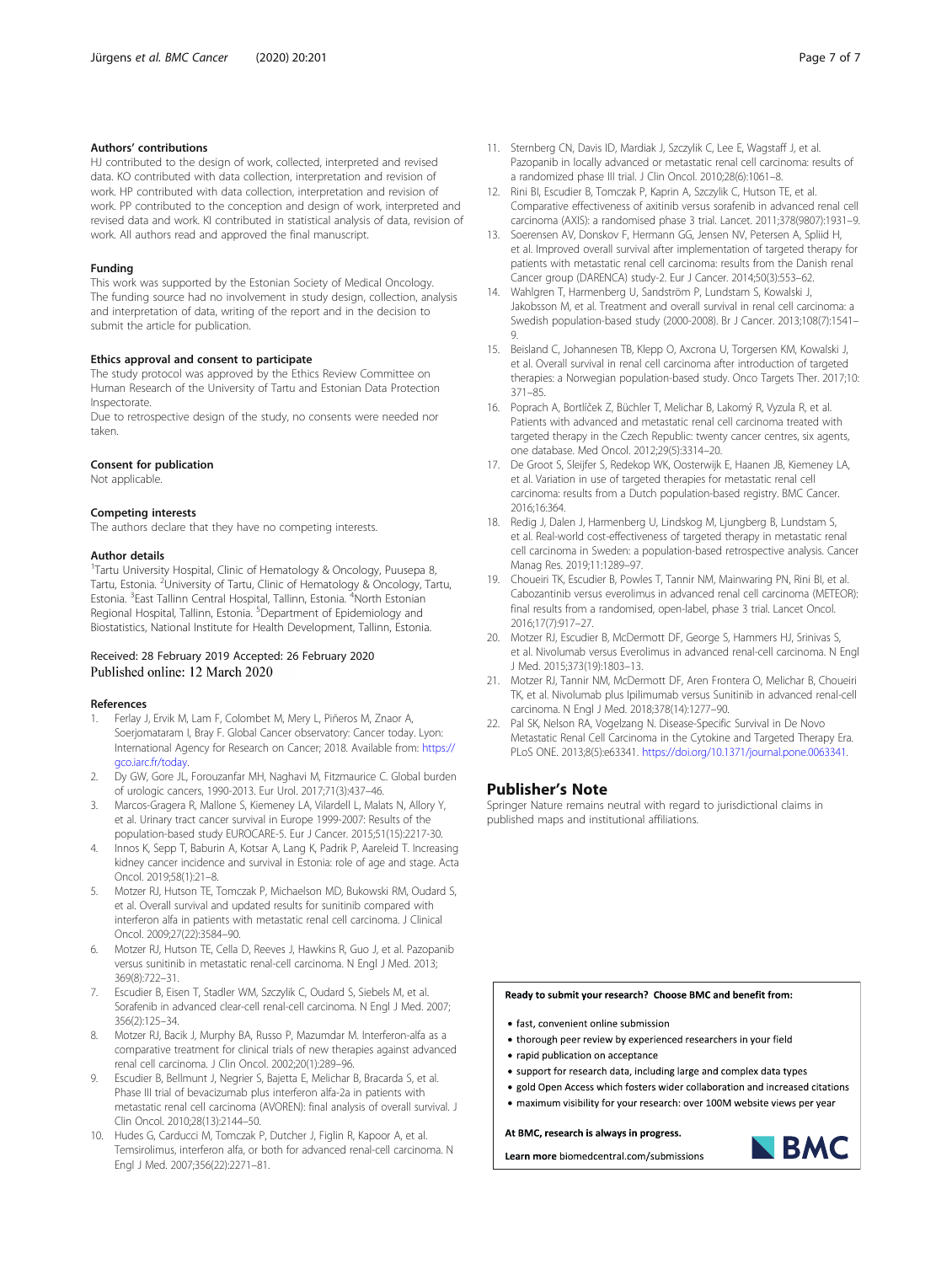### Authors' contributions

HJ contributed to the design of work, collected, interpreted and revised data. KO contributed with data collection, interpretation and revision of work. HP contributed with data collection, interpretation and revision of work. PP contributed to the conception and design of work, interpreted and revised data and work. KI contributed in statistical analysis of data, revision of work. All authors read and approved the final manuscript.

### Funding

This work was supported by the Estonian Society of Medical Oncology. The funding source had no involvement in study design, collection, analysis and interpretation of data, writing of the report and in the decision to submit the article for publication.

### Ethics approval and consent to participate

The study protocol was approved by the Ethics Review Committee on Human Research of the University of Tartu and Estonian Data Protection Inspectorate.
Due to retrospective design of the study, no consents were needed nor taken.

### Consent for publication

Not applicable.

### Competing interests

The authors declare that they have no competing interests.

### Author details

[1]Tartu University Hospital, Clinic of Hematology & Oncology, Puusepa 8, Tartu, Estonia. [2]University of Tartu, Clinic of Hematology & Oncology, Tartu, Estonia. [3]East Tallinn Central Hospital, Tallinn, Estonia. [4]North Estonian Regional Hospital, Tallinn, Estonia. [5]Department of Epidemiology and Biostatistics, National Institute for Health Development, Tallinn, Estonia.

Received: 28 February 2019 Accepted: 26 February 2020
Published online: 12 March 2020

### References

1. Ferlay J, Ervik M, Lam F, Colombet M, Mery L, Piñeros M, Znaor A, Soerjomataram I, Bray F. Global Cancer observatory: Cancer today. Lyon: International Agency for Research on Cancer; 2018. Available from: https://gco.iarc.fr/today.
2. Dy GW, Gore JL, Forouzanfar MH, Naghavi M, Fitzmaurice C. Global burden of urologic cancers, 1990-2013. Eur Urol. 2017;71(3):437–46.
3. Marcos-Gragera R, Mallone S, Kiemeney LA, Vilardell L, Malats N, Allory Y, et al. Urinary tract cancer survival in Europe 1999-2007: Results of the population-based study EUROCARE-5. Eur J Cancer. 2015;51(15):2217-30.
4. Innos K, Sepp T, Baburin A, Kotsar A, Lang K, Padrik P, Aareleid T. Increasing kidney cancer incidence and survival in Estonia: role of age and stage. Acta Oncol. 2019;58(1):21–8.
5. Motzer RJ, Hutson TE, Tomczak P, Michaelson MD, Bukowski RM, Oudard S, et al. Overall survival and updated results for sunitinib compared with interferon alfa in patients with metastatic renal cell carcinoma. J Clinical Oncol. 2009;27(22):3584–90.
6. Motzer RJ, Hutson TE, Cella D, Reeves J, Hawkins R, Guo J, et al. Pazopanib versus sunitinib in metastatic renal-cell carcinoma. N Engl J Med. 2013; 369(8):722–31.
7. Escudier B, Eisen T, Stadler WM, Szczylik C, Oudard S, Siebels M, et al. Sorafenib in advanced clear-cell renal-cell carcinoma. N Engl J Med. 2007; 356(2):125–34.
8. Motzer RJ, Bacik J, Murphy BA, Russo P, Mazumdar M. Interferon-alfa as a comparative treatment for clinical trials of new therapies against advanced renal cell carcinoma. J Clin Oncol. 2002;20(1):289–96.
9. Escudier B, Bellmunt J, Negrier S, Bajetta E, Melichar B, Bracarda S, et al. Phase III trial of bevacizumab plus interferon alfa-2a in patients with metastatic renal cell carcinoma (AVOREN): final analysis of overall survival. J Clin Oncol. 2010;28(13):2144–50.
10. Hudes G, Carducci M, Tomczak P, Dutcher J, Figlin R, Kapoor A, et al. Temsirolimus, interferon alfa, or both for advanced renal-cell carcinoma. N Engl J Med. 2007;356(22):2271–81.
11. Sternberg CN, Davis ID, Mardiak J, Szczylik C, Lee E, Wagstaff J, et al. Pazopanib in locally advanced or metastatic renal cell carcinoma: results of a randomized phase III trial. J Clin Oncol. 2010;28(6):1061–8.
12. Rini BI, Escudier B, Tomczak P, Kaprin A, Szczylik C, Hutson TE, et al. Comparative effectiveness of axitinib versus sorafenib in advanced renal cell carcinoma (AXIS): a randomised phase 3 trial. Lancet. 2011;378(9807):1931–9.
13. Soerensen AV, Donskov F, Hermann GG, Jensen NV, Petersen A, Spliid H, et al. Improved overall survival after implementation of targeted therapy for patients with metastatic renal cell carcinoma: results from the Danish renal Cancer group (DARENCA) study-2. Eur J Cancer. 2014;50(3):553–62.
14. Wahlgren T, Harmenberg U, Sandström P, Lundstam S, Kowalski J, Jakobsson M, et al. Treatment and overall survival in renal cell carcinoma: a Swedish population-based study (2000-2008). Br J Cancer. 2013;108(7):1541–9.
15. Beisland C, Johannesen TB, Klepp O, Axcrona U, Torgersen KM, Kowalski J, et al. Overall survival in renal cell carcinoma after introduction of targeted therapies: a Norwegian population-based study. Onco Targets Ther. 2017;10: 371–85.
16. Poprach A, Bortlíček Z, Büchler T, Melichar B, Lakomý R, Vyzula R, et al. Patients with advanced and metastatic renal cell carcinoma treated with targeted therapy in the Czech Republic: twenty cancer centres, six agents, one database. Med Oncol. 2012;29(5):3314–20.
17. De Groot S, Sleijfer S, Redekop WK, Oosterwijk E, Haanen JB, Kiemeney LA, et al. Variation in use of targeted therapies for metastatic renal cell carcinoma: results from a Dutch population-based registry. BMC Cancer. 2016;16:364.
18. Redig J, Dalen J, Harmenberg U, Lindskog M, Ljungberg B, Lundstam S, et al. Real-world cost-effectiveness of targeted therapy in metastatic renal cell carcinoma in Sweden: a population-based retrospective analysis. Cancer Manag Res. 2019;11:1289–97.
19. Choueiri TK, Escudier B, Powles T, Tannir NM, Mainwaring PN, Rini BI, et al. Cabozantinib versus everolimus in advanced renal cell carcinoma (METEOR): final results from a randomised, open-label, phase 3 trial. Lancet Oncol. 2016;17(7):917–27.
20. Motzer RJ, Escudier B, McDermott DF, George S, Hammers HJ, Srinivas S, et al. Nivolumab versus Everolimus in advanced renal-cell carcinoma. N Engl J Med. 2015;373(19):1803–13.
21. Motzer RJ, Tannir NM, McDermott DF, Aren Frontera O, Melichar B, Choueiri TK, et al. Nivolumab plus Ipilimumab versus Sunitinib in advanced renal-cell carcinoma. N Engl J Med. 2018;378(14):1277–90.
22. Pal SK, Nelson RA, Vogelzang N. Disease-Specific Survival in De Novo Metastatic Renal Cell Carcinoma in the Cytokine and Targeted Therapy Era. PLoS ONE. 2013;8(5):e63341. https://doi.org/10.1371/journal.pone.0063341.

## Publisher's Note

Springer Nature remains neutral with regard to jurisdictional claims in published maps and institutional affiliations.

**Ready to submit your research? Choose BMC and benefit from:**

- fast, convenient online submission
- thorough peer review by experienced researchers in your field
- rapid publication on acceptance
- support for research data, including large and complex data types
- gold Open Access which fosters wider collaboration and increased citations
- maximum visibility for your research: over 100M website views per year

**At BMC, research is always in progress.**

**Learn more** biomedcentral.com/submissions

BMC